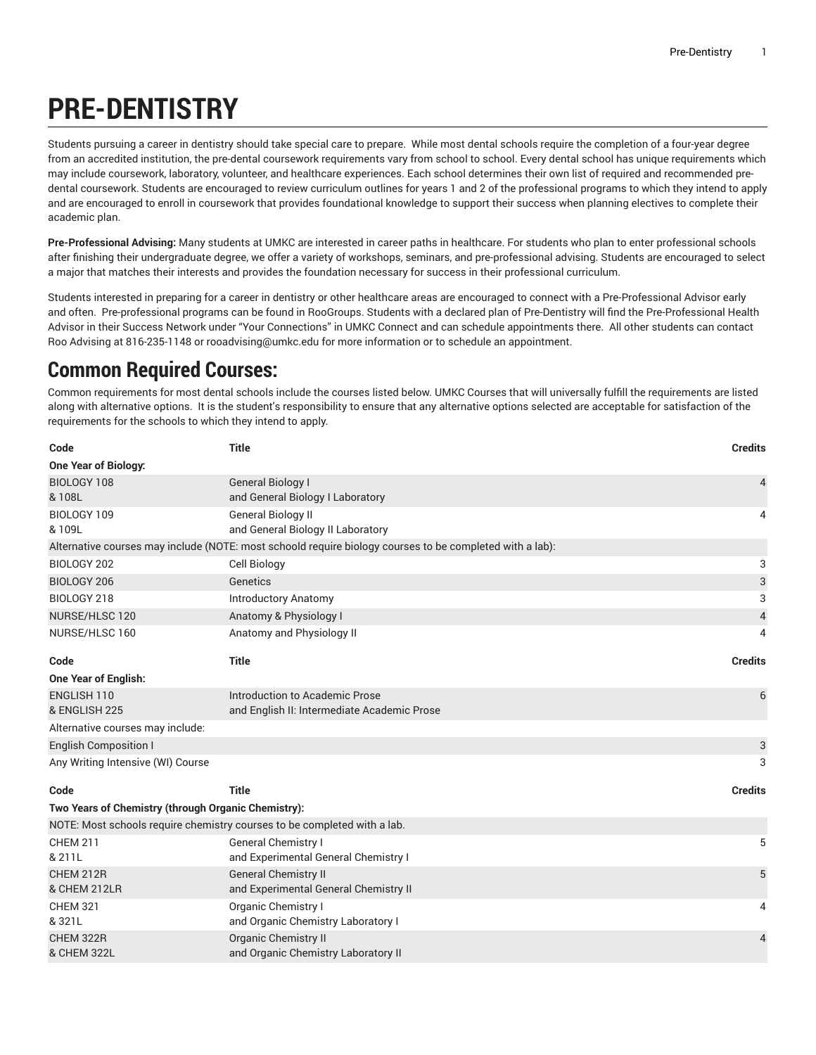# PRE-DENTISTRY

Students pursuing a career in dentistry should take special care to prepare. While most dental schools require the completion of a four-year degree from an accredited institution, the pre-dental coursework requirements vary from school to school. Every dental school has unique requirements which may include coursework, laboratory, volunteer, and healthcare experiences. Each school determines their own list of required and recommended pre-dental coursework. Students are encouraged to review curriculum outlines for years 1 and 2 of the professional programs to which they intend to apply and are encouraged to enroll in coursework that provides foundational knowledge to support their success when planning electives to complete their academic plan.

**Pre-Professional Advising:** Many students at UMKC are interested in career paths in healthcare. For students who plan to enter professional schools after finishing their undergraduate degree, we offer a variety of workshops, seminars, and pre-professional advising. Students are encouraged to select a major that matches their interests and provides the foundation necessary for success in their professional curriculum.

Students interested in preparing for a career in dentistry or other healthcare areas are encouraged to connect with a Pre-Professional Advisor early and often. Pre-professional programs can be found in RooGroups. Students with a declared plan of Pre-Dentistry will find the Pre-Professional Health Advisor in their Success Network under "Your Connections" in UMKC Connect and can schedule appointments there. All other students can contact Roo Advising at 816-235-1148 or rooadvising@umkc.edu for more information or to schedule an appointment.

## Common Required Courses:

Common requirements for most dental schools include the courses listed below. UMKC Courses that will universally fulfill the requirements are listed along with alternative options. It is the student's responsibility to ensure that any alternative options selected are acceptable for satisfaction of the requirements for the schools to which they intend to apply.

| Code | Title | Credits |
|---|---|---|
| **One Year of Biology:** | | |
| BIOLOGY 108 & 108L | General Biology I and General Biology I Laboratory | 4 |
| BIOLOGY 109 & 109L | General Biology II and General Biology II Laboratory | 4 |
| Alternative courses may include (NOTE: most schoold require biology courses to be completed with a lab): | | |
| BIOLOGY 202 | Cell Biology | 3 |
| BIOLOGY 206 | Genetics | 3 |
| BIOLOGY 218 | Introductory Anatomy | 3 |
| NURSE/HLSC 120 | Anatomy & Physiology I | 4 |
| NURSE/HLSC 160 | Anatomy and Physiology II | 4 |

| Code | Title | Credits |
|---|---|---|
| **One Year of English:** | | |
| ENGLISH 110 & ENGLISH 225 | Introduction to Academic Prose and English II: Intermediate Academic Prose | 6 |
| Alternative courses may include: | | |
| English Composition I | | 3 |
| Any Writing Intensive (WI) Course | | 3 |

| Code | Title | Credits |
|---|---|---|
| **Two Years of Chemistry (through Organic Chemistry):** | | |
| NOTE: Most schools require chemistry courses to be completed with a lab. | | |
| CHEM 211 & 211L | General Chemistry I and Experimental General Chemistry I | 5 |
| CHEM 212R & CHEM 212LR | General Chemistry II and Experimental General Chemistry II | 5 |
| CHEM 321 & 321L | Organic Chemistry I and Organic Chemistry Laboratory I | 4 |
| CHEM 322R & CHEM 322L | Organic Chemistry II and Organic Chemistry Laboratory II | 4 |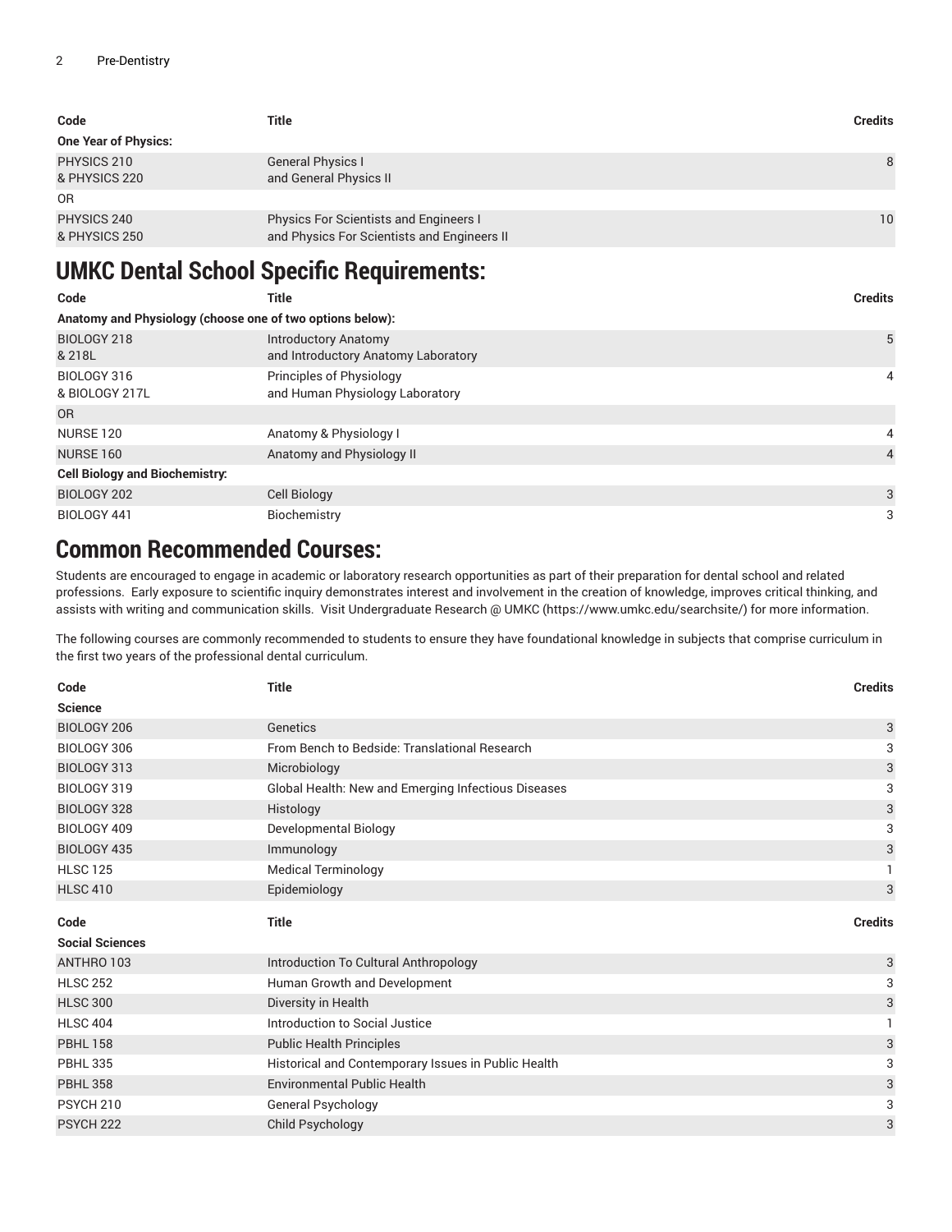| Code | Title | Credits |
|---|---|---|
| **One Year of Physics:** | | |
| PHYSICS 210<br>& PHYSICS 220 | General Physics I<br>and General Physics II | 8 |
| OR | | |
| PHYSICS 240<br>& PHYSICS 250 | Physics For Scientists and Engineers I<br>and Physics For Scientists and Engineers II | 10 |

## UMKC Dental School Specific Requirements:

| Code | Title | Credits |
|---|---|---|
| **Anatomy and Physiology (choose one of two options below):** | | |
| BIOLOGY 218<br>& 218L | Introductory Anatomy<br>and Introductory Anatomy Laboratory | 5 |
| BIOLOGY 316<br>& BIOLOGY 217L | Principles of Physiology<br>and Human Physiology Laboratory | 4 |
| OR | | |
| NURSE 120 | Anatomy & Physiology I | 4 |
| NURSE 160 | Anatomy and Physiology II | 4 |
| **Cell Biology and Biochemistry:** | | |
| BIOLOGY 202 | Cell Biology | 3 |
| BIOLOGY 441 | Biochemistry | 3 |

## Common Recommended Courses:

Students are encouraged to engage in academic or laboratory research opportunities as part of their preparation for dental school and related professions. Early exposure to scientific inquiry demonstrates interest and involvement in the creation of knowledge, improves critical thinking, and assists with writing and communication skills. Visit Undergraduate Research @ UMKC (https://www.umkc.edu/searchsite/) for more information.

The following courses are commonly recommended to students to ensure they have foundational knowledge in subjects that comprise curriculum in the first two years of the professional dental curriculum.

| Code | Title | Credits |
|---|---|---|
| **Science** | | |
| BIOLOGY 206 | Genetics | 3 |
| BIOLOGY 306 | From Bench to Bedside: Translational Research | 3 |
| BIOLOGY 313 | Microbiology | 3 |
| BIOLOGY 319 | Global Health: New and Emerging Infectious Diseases | 3 |
| BIOLOGY 328 | Histology | 3 |
| BIOLOGY 409 | Developmental Biology | 3 |
| BIOLOGY 435 | Immunology | 3 |
| HLSC 125 | Medical Terminology | 1 |
| HLSC 410 | Epidemiology | 3 |

| Code | Title | Credits |
|---|---|---|
| **Social Sciences** | | |
| ANTHRO 103 | Introduction To Cultural Anthropology | 3 |
| HLSC 252 | Human Growth and Development | 3 |
| HLSC 300 | Diversity in Health | 3 |
| HLSC 404 | Introduction to Social Justice | 1 |
| PBHL 158 | Public Health Principles | 3 |
| PBHL 335 | Historical and Contemporary Issues in Public Health | 3 |
| PBHL 358 | Environmental Public Health | 3 |
| PSYCH 210 | General Psychology | 3 |
| PSYCH 222 | Child Psychology | 3 |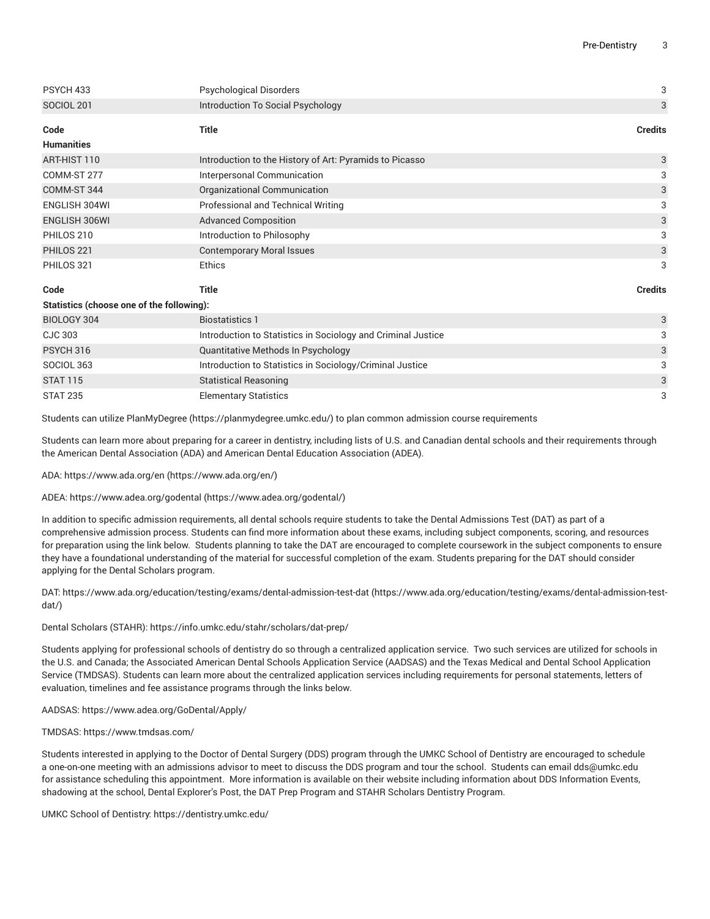| Code | Title | Credits |
| --- | --- | --- |
| PSYCH 433 | Psychological Disorders | 3 |
| SOCIOL 201 | Introduction To Social Psychology | 3 |

| Code | Title | Credits |
| --- | --- | --- |
| **Humanities** | | |
| ART-HIST 110 | Introduction to the History of Art: Pyramids to Picasso | 3 |
| COMM-ST 277 | Interpersonal Communication | 3 |
| COMM-ST 344 | Organizational Communication | 3 |
| ENGLISH 304WI | Professional and Technical Writing | 3 |
| ENGLISH 306WI | Advanced Composition | 3 |
| PHILOS 210 | Introduction to Philosophy | 3 |
| PHILOS 221 | Contemporary Moral Issues | 3 |
| PHILOS 321 | Ethics | 3 |

| Code | Title | Credits |
| --- | --- | --- |
| **Statistics (choose one of the following):** | | |
| BIOLOGY 304 | Biostatistics 1 | 3 |
| CJC 303 | Introduction to Statistics in Sociology and Criminal Justice | 3 |
| PSYCH 316 | Quantitative Methods In Psychology | 3 |
| SOCIOL 363 | Introduction to Statistics in Sociology/Criminal Justice | 3 |
| STAT 115 | Statistical Reasoning | 3 |
| STAT 235 | Elementary Statistics | 3 |

Students can utilize PlanMyDegree (https://planmydegree.umkc.edu/) to plan common admission course requirements

Students can learn more about preparing for a career in dentistry, including lists of U.S. and Canadian dental schools and their requirements through the American Dental Association (ADA) and American Dental Education Association (ADEA).

ADA: https://www.ada.org/en (https://www.ada.org/en/)

ADEA: https://www.adea.org/godental (https://www.adea.org/godental/)

In addition to specific admission requirements, all dental schools require students to take the Dental Admissions Test (DAT) as part of a comprehensive admission process. Students can find more information about these exams, including subject components, scoring, and resources for preparation using the link below. Students planning to take the DAT are encouraged to complete coursework in the subject components to ensure they have a foundational understanding of the material for successful completion of the exam. Students preparing for the DAT should consider applying for the Dental Scholars program.

DAT: https://www.ada.org/education/testing/exams/dental-admission-test-dat (https://www.ada.org/education/testing/exams/dental-admission-test-dat/)

Dental Scholars (STAHR): https://info.umkc.edu/stahr/scholars/dat-prep/

Students applying for professional schools of dentistry do so through a centralized application service. Two such services are utilized for schools in the U.S. and Canada; the Associated American Dental Schools Application Service (AADSAS) and the Texas Medical and Dental School Application Service (TMDSAS). Students can learn more about the centralized application services including requirements for personal statements, letters of evaluation, timelines and fee assistance programs through the links below.

AADSAS: https://www.adea.org/GoDental/Apply/

TMDSAS: https://www.tmdsas.com/

Students interested in applying to the Doctor of Dental Surgery (DDS) program through the UMKC School of Dentistry are encouraged to schedule a one-on-one meeting with an admissions advisor to meet to discuss the DDS program and tour the school. Students can email dds@umkc.edu for assistance scheduling this appointment. More information is available on their website including information about DDS Information Events, shadowing at the school, Dental Explorer's Post, the DAT Prep Program and STAHR Scholars Dentistry Program.

UMKC School of Dentistry: https://dentistry.umkc.edu/